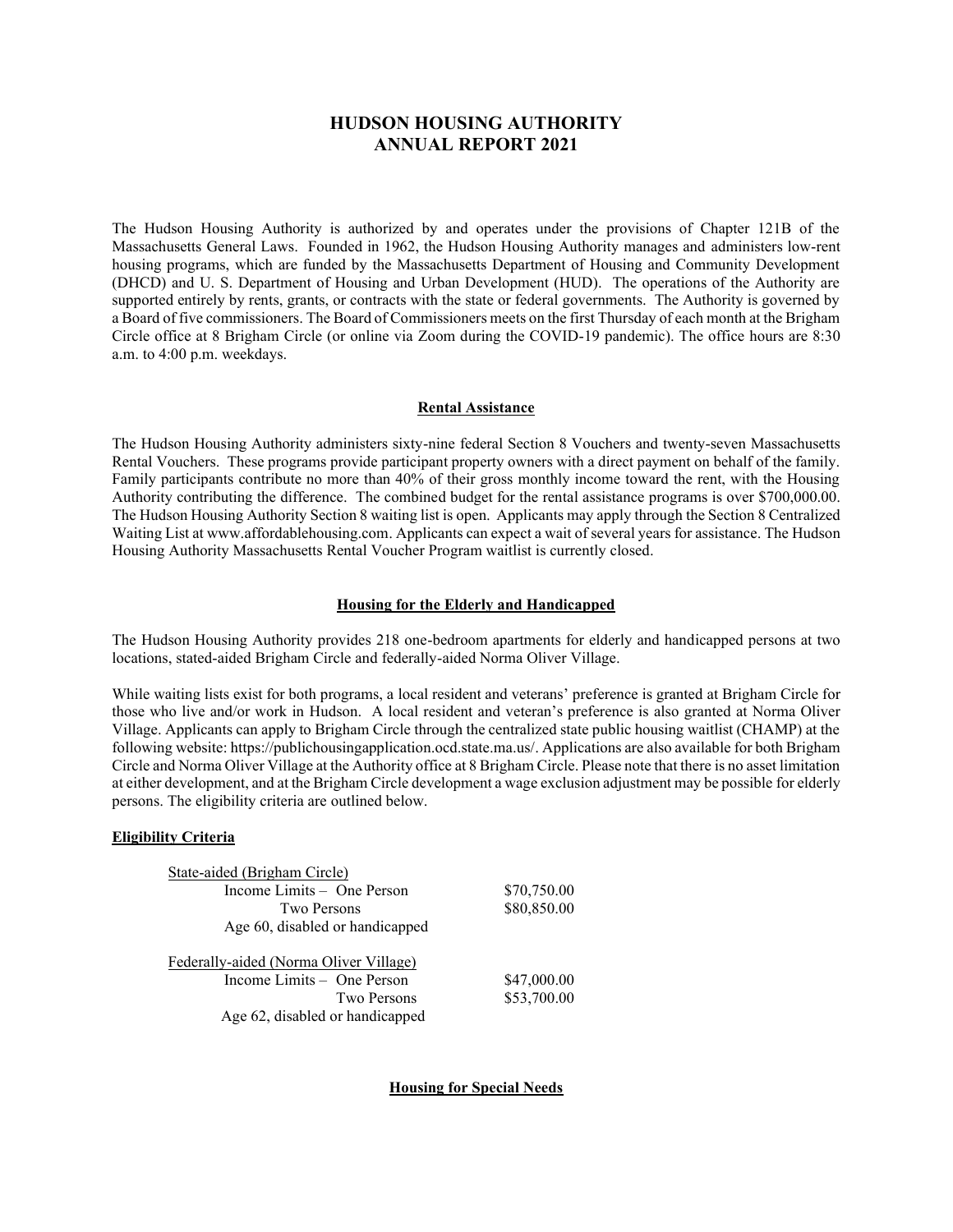# HUDSON HOUSING AUTHORITY
# ANNUAL REPORT 2021

The Hudson Housing Authority is authorized by and operates under the provisions of Chapter 121B of the Massachusetts General Laws. Founded in 1962, the Hudson Housing Authority manages and administers low-rent housing programs, which are funded by the Massachusetts Department of Housing and Community Development (DHCD) and U. S. Department of Housing and Urban Development (HUD). The operations of the Authority are supported entirely by rents, grants, or contracts with the state or federal governments. The Authority is governed by a Board of five commissioners. The Board of Commissioners meets on the first Thursday of each month at the Brigham Circle office at 8 Brigham Circle (or online via Zoom during the COVID-19 pandemic). The office hours are 8:30 a.m. to 4:00 p.m. weekdays.

## Rental Assistance

The Hudson Housing Authority administers sixty-nine federal Section 8 Vouchers and twenty-seven Massachusetts Rental Vouchers. These programs provide participant property owners with a direct payment on behalf of the family. Family participants contribute no more than 40% of their gross monthly income toward the rent, with the Housing Authority contributing the difference. The combined budget for the rental assistance programs is over $700,000.00. The Hudson Housing Authority Section 8 waiting list is open. Applicants may apply through the Section 8 Centralized Waiting List at www.affordablehousing.com. Applicants can expect a wait of several years for assistance. The Hudson Housing Authority Massachusetts Rental Voucher Program waitlist is currently closed.

## Housing for the Elderly and Handicapped

The Hudson Housing Authority provides 218 one-bedroom apartments for elderly and handicapped persons at two locations, stated-aided Brigham Circle and federally-aided Norma Oliver Village.

While waiting lists exist for both programs, a local resident and veterans' preference is granted at Brigham Circle for those who live and/or work in Hudson. A local resident and veteran's preference is also granted at Norma Oliver Village. Applicants can apply to Brigham Circle through the centralized state public housing waitlist (CHAMP) at the following website: https://publichousingapplication.ocd.state.ma.us/. Applications are also available for both Brigham Circle and Norma Oliver Village at the Authority office at 8 Brigham Circle. Please note that there is no asset limitation at either development, and at the Brigham Circle development a wage exclusion adjustment may be possible for elderly persons. The eligibility criteria are outlined below.

**Eligibility Criteria**

| State-aided (Brigham Circle) | |
|---|---|
| Income Limits – One Person | $70,750.00 |
| Two Persons | $80,850.00 |
| Age 60, disabled or handicapped | |
| | |
| **Federally-aided (Norma Oliver Village)** | |
| Income Limits – One Person | $47,000.00 |
| Two Persons | $53,700.00 |
| Age 62, disabled or handicapped | |

## Housing for Special Needs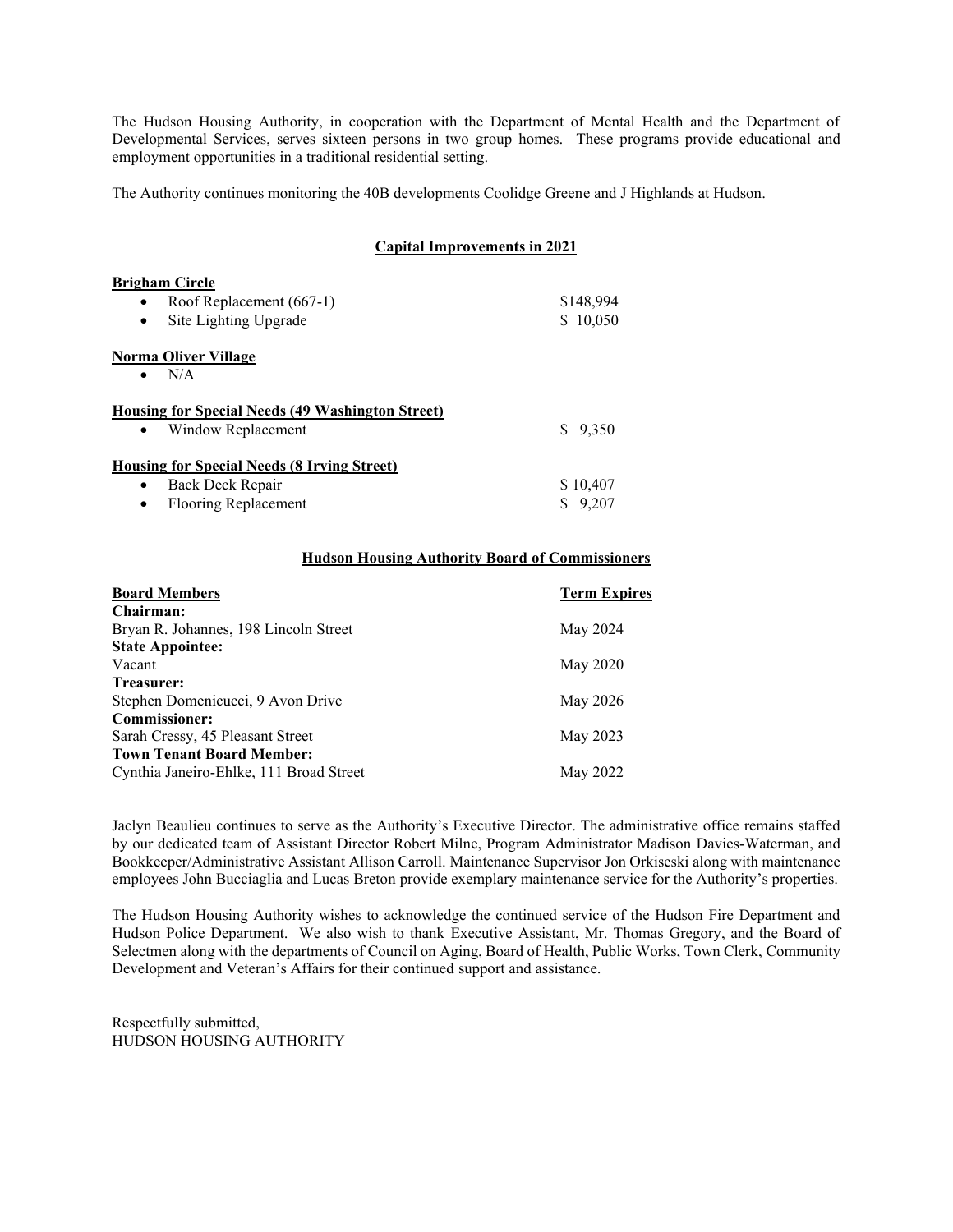The Hudson Housing Authority, in cooperation with the Department of Mental Health and the Department of Developmental Services, serves sixteen persons in two group homes. These programs provide educational and employment opportunities in a traditional residential setting.

The Authority continues monitoring the 40B developments Coolidge Greene and J Highlands at Hudson.

## Capital Improvements in 2021

**Brigham Circle**

| | |
|---|---|
| • Roof Replacement (667-1) | $148,994 |
| • Site Lighting Upgrade | $ 10,050 |

**Norma Oliver Village**

- N/A

**Housing for Special Needs (49 Washington Street)**

| | |
|---|---|
| • Window Replacement | $ 9,350 |

**Housing for Special Needs (8 Irving Street)**

| | |
|---|---|
| • Back Deck Repair | $ 10,407 |
| • Flooring Replacement | $ 9,207 |

## Hudson Housing Authority Board of Commissioners

| Board Members | Term Expires |
|---|---|
| **Chairman:** | |
| Bryan R. Johannes, 198 Lincoln Street | May 2024 |
| **State Appointee:** | |
| Vacant | May 2020 |
| **Treasurer:** | |
| Stephen Domenicucci, 9 Avon Drive | May 2026 |
| **Commissioner:** | |
| Sarah Cressy, 45 Pleasant Street | May 2023 |
| **Town Tenant Board Member:** | |
| Cynthia Janeiro-Ehlke, 111 Broad Street | May 2022 |

Jaclyn Beaulieu continues to serve as the Authority's Executive Director. The administrative office remains staffed by our dedicated team of Assistant Director Robert Milne, Program Administrator Madison Davies-Waterman, and Bookkeeper/Administrative Assistant Allison Carroll. Maintenance Supervisor Jon Orkiseski along with maintenance employees John Bucciaglia and Lucas Breton provide exemplary maintenance service for the Authority's properties.

The Hudson Housing Authority wishes to acknowledge the continued service of the Hudson Fire Department and Hudson Police Department. We also wish to thank Executive Assistant, Mr. Thomas Gregory, and the Board of Selectmen along with the departments of Council on Aging, Board of Health, Public Works, Town Clerk, Community Development and Veteran's Affairs for their continued support and assistance.

Respectfully submitted,
HUDSON HOUSING AUTHORITY